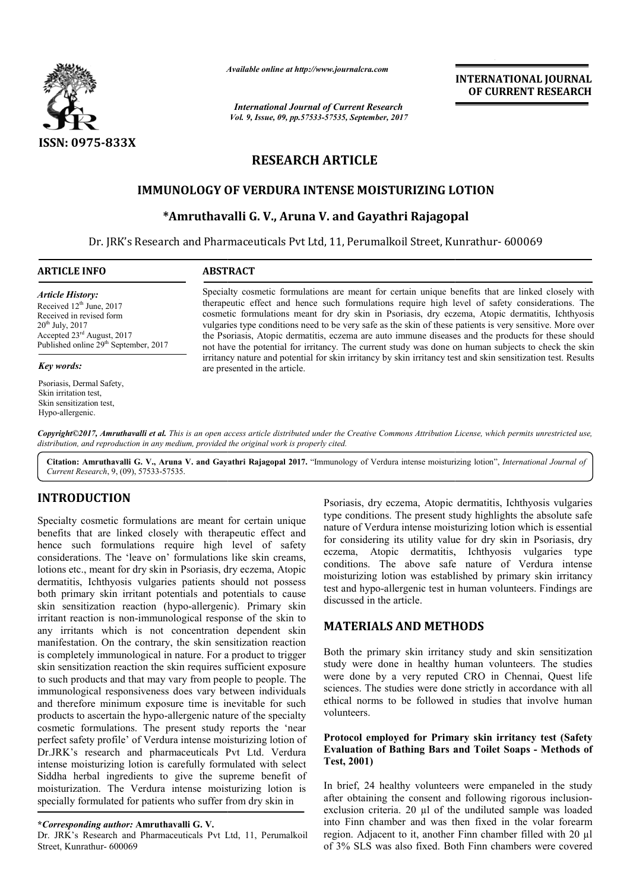ISSN: 0975-833X

*Available online at http://www.journalcra.com*

*International Journal of Current Research*
*Vol. 9, Issue, 09, pp.57533-57535, September, 2017*

**INTERNATIONAL JOURNAL OF CURRENT RESEARCH**

# RESEARCH ARTICLE

## IMMUNOLOGY OF VERDURA INTENSE MOISTURIZING LOTION

### *Amruthavalli G. V., Aruna V. and Gayathri Rajagopal

Dr. JRK's Research and Pharmaceuticals Pvt Ltd, 11, Perumalkoil Street, Kunrathur- 600069

**ARTICLE INFO**

*Article History:*
Received 12th June, 2017
Received in revised form 20th July, 2017
Accepted 23rd August, 2017
Published online 29th September, 2017

*Key words:*

Psoriasis, Dermal Safety, Skin irritation test, Skin sensitization test, Hypo-allergenic.

**ABSTRACT**

Specialty cosmetic formulations are meant for certain unique benefits that are linked closely with therapeutic effect and hence such formulations require high level of safety considerations. The cosmetic formulations meant for dry skin in Psoriasis, dry eczema, Atopic dermatitis, Ichthyosis vulgaries type conditions need to be very safe as the skin of these patients is very sensitive. More over the Psoriasis, Atopic dermatitis, eczema are auto immune diseases and the products for these should not have the potential for irritancy. The current study was done on human subjects to check the skin irritancy nature and potential for skin irritancy by skin irritancy test and skin sensitization test. Results are presented in the article.

*Copyright©2017, Amruthavalli et al. This is an open access article distributed under the Creative Commons Attribution License, which permits unrestricted use, distribution, and reproduction in any medium, provided the original work is properly cited.*

**Citation: Amruthavalli G. V., Aruna V. and Gayathri Rajagopal 2017.** "Immunology of Verdura intense moisturizing lotion", *International Journal of Current Research*, 9, (09), 57533-57535.

## INTRODUCTION

Specialty cosmetic formulations are meant for certain unique benefits that are linked closely with therapeutic effect and hence such formulations require high level of safety considerations. The 'leave on' formulations like skin creams, lotions etc., meant for dry skin in Psoriasis, dry eczema, Atopic dermatitis, Ichthyosis vulgaries patients should not possess both primary skin irritant potentials and potentials to cause skin sensitization reaction (hypo-allergenic). Primary skin irritant reaction is non-immunological response of the skin to any irritants which is not concentration dependent skin manifestation. On the contrary, the skin sensitization reaction is completely immunological in nature. For a product to trigger skin sensitization reaction the skin requires sufficient exposure to such products and that may vary from people to people. The immunological responsiveness does vary between individuals and therefore minimum exposure time is inevitable for such products to ascertain the hypo-allergenic nature of the specialty cosmetic formulations. The present study reports the 'near perfect safety profile' of Verdura intense moisturizing lotion of Dr.JRK's research and pharmaceuticals Pvt Ltd. Verdura intense moisturizing lotion is carefully formulated with select Siddha herbal ingredients to give the supreme benefit of moisturization. The Verdura intense moisturizing lotion is specially formulated for patients who suffer from dry skin in Psoriasis, dry eczema, Atopic dermatitis, Ichthyosis vulgaries type conditions. The present study highlights the absolute safe nature of Verdura intense moisturizing lotion which is essential for considering its utility value for dry skin in Psoriasis, dry eczema, Atopic dermatitis, Ichthyosis vulgaries type conditions. The above safe nature of Verdura intense moisturizing lotion was established by primary skin irritancy test and hypo-allergenic test in human volunteers. Findings are discussed in the article.

## MATERIALS AND METHODS

Both the primary skin irritancy study and skin sensitization study were done in healthy human volunteers. The studies were done by a very reputed CRO in Chennai, Quest life sciences. The studies were done strictly in accordance with all ethical norms to be followed in studies that involve human volunteers.

### Protocol employed for Primary skin irritancy test (Safety Evaluation of Bathing Bars and Toilet Soaps - Methods of Test, 2001)

In brief, 24 healthy volunteers were empaneled in the study after obtaining the consent and following rigorous inclusion-exclusion criteria. 20 µl of the undiluted sample was loaded into Finn chamber and was then fixed in the volar forearm region. Adjacent to it, another Finn chamber filled with 20 µl of 3% SLS was also fixed. Both Finn chambers were covered

**\*Corresponding author:** **Amruthavalli G. V.**
Dr. JRK's Research and Pharmaceuticals Pvt Ltd, 11, Perumalkoil Street, Kunrathur- 600069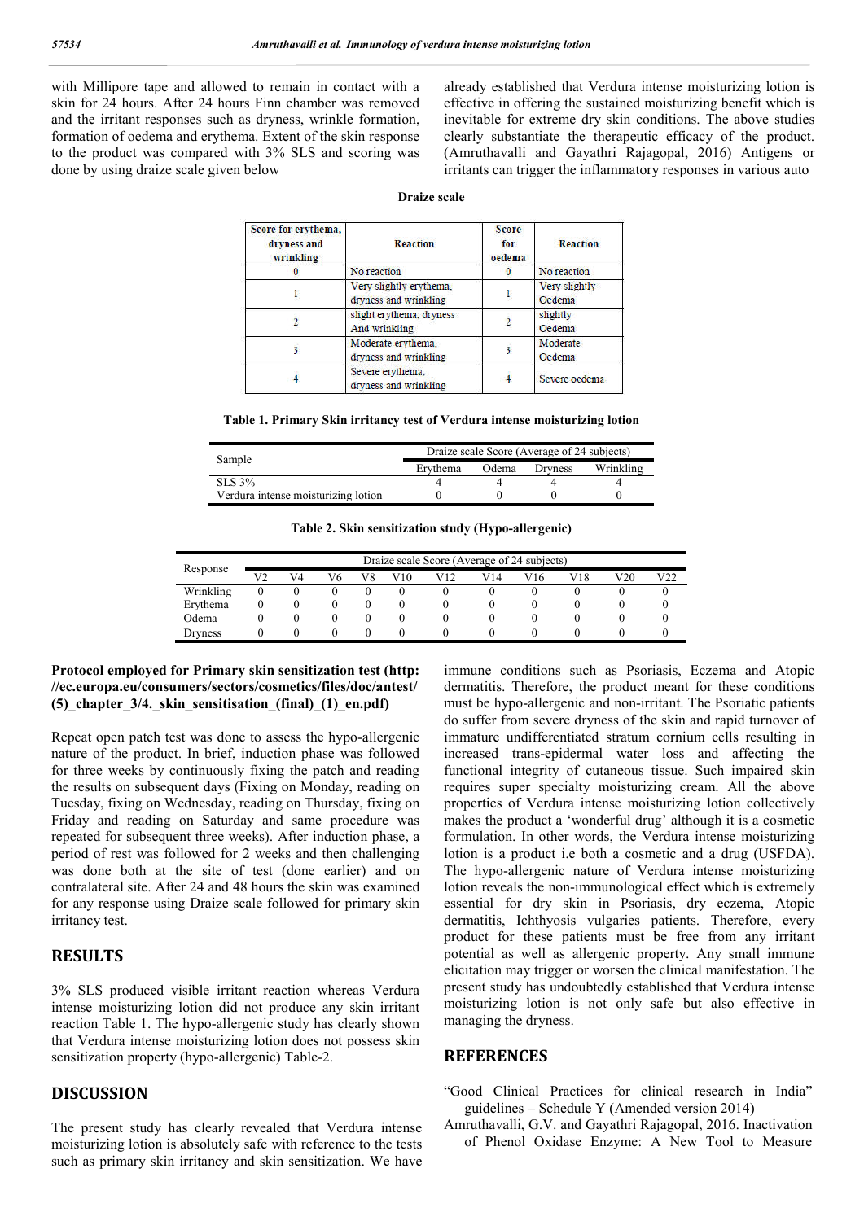with Millipore tape and allowed to remain in contact with a skin for 24 hours. After 24 hours Finn chamber was removed and the irritant responses such as dryness, wrinkle formation, formation of oedema and erythema. Extent of the skin response to the product was compared with 3% SLS and scoring was done by using draize scale given below

**Draize scale**

| Score for erythema, dryness and wrinkling | Reaction | Score for oedema | Reaction |
|---|---|---|---|
| 0 | No reaction | 0 | No reaction |
| 1 | Very slightly erythema, dryness and wrinkling | 1 | Very slightly Oedema |
| 2 | slight erythema, dryness And wrinkling | 2 | slightly Oedema |
| 3 | Moderate erythema, dryness and wrinkling | 3 | Moderate Oedema |
| 4 | Severe erythema, dryness and wrinkling | 4 | Severe oedema |

**Table 1. Primary Skin irritancy test of Verdura intense moisturizing lotion**

| Sample | Draize scale Score (Average of 24 subjects) | | | |
|---|---|---|---|---|
| | Erythema | Odema | Dryness | Wrinkling |
| SLS 3% | 4 | 4 | 4 | 4 |
| Verdura intense moisturizing lotion | 0 | 0 | 0 | 0 |

**Table 2. Skin sensitization study (Hypo-allergenic)**

| Response | Draize scale Score (Average of 24 subjects) | | | | | | | | | | |
|---|---|---|---|---|---|---|---|---|---|---|---|
| | V2 | V4 | V6 | V8 | V10 | V12 | V14 | V16 | V18 | V20 | V22 |
| Wrinkling | 0 | 0 | 0 | 0 | 0 | 0 | 0 | 0 | 0 | 0 | 0 |
| Erythema | 0 | 0 | 0 | 0 | 0 | 0 | 0 | 0 | 0 | 0 | 0 |
| Odema | 0 | 0 | 0 | 0 | 0 | 0 | 0 | 0 | 0 | 0 | 0 |
| Dryness | 0 | 0 | 0 | 0 | 0 | 0 | 0 | 0 | 0 | 0 | 0 |

already established that Verdura intense moisturizing lotion is effective in offering the sustained moisturizing benefit which is inevitable for extreme dry skin conditions. The above studies clearly substantiate the therapeutic efficacy of the product. (Amruthavalli and Gayathri Rajagopal, 2016) Antigens or irritants can trigger the inflammatory responses in various auto immune conditions such as Psoriasis, Eczema and Atopic dermatitis. Therefore, the product meant for these conditions must be hypo-allergenic and non-irritant. The Psoriatic patients do suffer from severe dryness of the skin and rapid turnover of immature undifferentiated stratum cornium cells resulting in increased trans-epidermal water loss and affecting the functional integrity of cutaneous tissue. Such impaired skin requires super specialty moisturizing cream. All the above properties of Verdura intense moisturizing lotion collectively makes the product a 'wonderful drug' although it is a cosmetic formulation. In other words, the Verdura intense moisturizing lotion is a product i.e both a cosmetic and a drug (USFDA). The hypo-allergenic nature of Verdura intense moisturizing lotion reveals the non-immunological effect which is extremely essential for dry skin in Psoriasis, dry eczema, Atopic dermatitis, Ichthyosis vulgaries patients. Therefore, every product for these patients must be free from any irritant potential as well as allergenic property. Any small immune elicitation may trigger or worsen the clinical manifestation. The present study has undoubtedly established that Verdura intense moisturizing lotion is not only safe but also effective in managing the dryness.

**Protocol employed for Primary skin sensitization test (http://ec.europa.eu/consumers/sectors/cosmetics/files/doc/antest/(5)_chapter_3/4._skin_sensitisation_(final)_(1)_en.pdf)**

Repeat open patch test was done to assess the hypo-allergenic nature of the product. In brief, induction phase was followed for three weeks by continuously fixing the patch and reading the results on subsequent days (Fixing on Monday, reading on Tuesday, fixing on Wednesday, reading on Thursday, fixing on Friday and reading on Saturday and same procedure was repeated for subsequent three weeks). After induction phase, a period of rest was followed for 2 weeks and then challenging was done both at the site of test (done earlier) and on contralateral site. After 24 and 48 hours the skin was examined for any response using Draize scale followed for primary skin irritancy test.

## RESULTS

3% SLS produced visible irritant reaction whereas Verdura intense moisturizing lotion did not produce any skin irritant reaction Table 1. The hypo-allergenic study has clearly shown that Verdura intense moisturizing lotion does not possess skin sensitization property (hypo-allergenic) Table-2.

## DISCUSSION

The present study has clearly revealed that Verdura intense moisturizing lotion is absolutely safe with reference to the tests such as primary skin irritancy and skin sensitization. We have

## REFERENCES

"Good Clinical Practices for clinical research in India" guidelines – Schedule Y (Amended version 2014)

Amruthavalli, G.V. and Gayathri Rajagopal, 2016. Inactivation of Phenol Oxidase Enzyme: A New Tool to Measure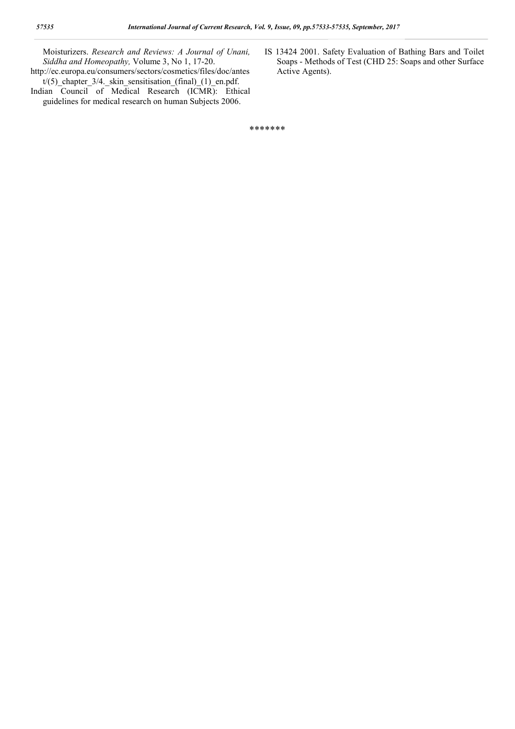Moisturizers. *Research and Reviews: A Journal of Unani, Siddha and Homeopathy,* Volume 3, No 1, 17-20.

http://ec.europa.eu/consumers/sectors/cosmetics/files/doc/antest/(5)_chapter_3/4._skin_sensitisation_(final)_(1)_en.pdf.

Indian Council of Medical Research (ICMR): Ethical guidelines for medical research on human Subjects 2006.

IS 13424 2001. Safety Evaluation of Bathing Bars and Toilet Soaps - Methods of Test (CHD 25: Soaps and other Surface Active Agents).

*******